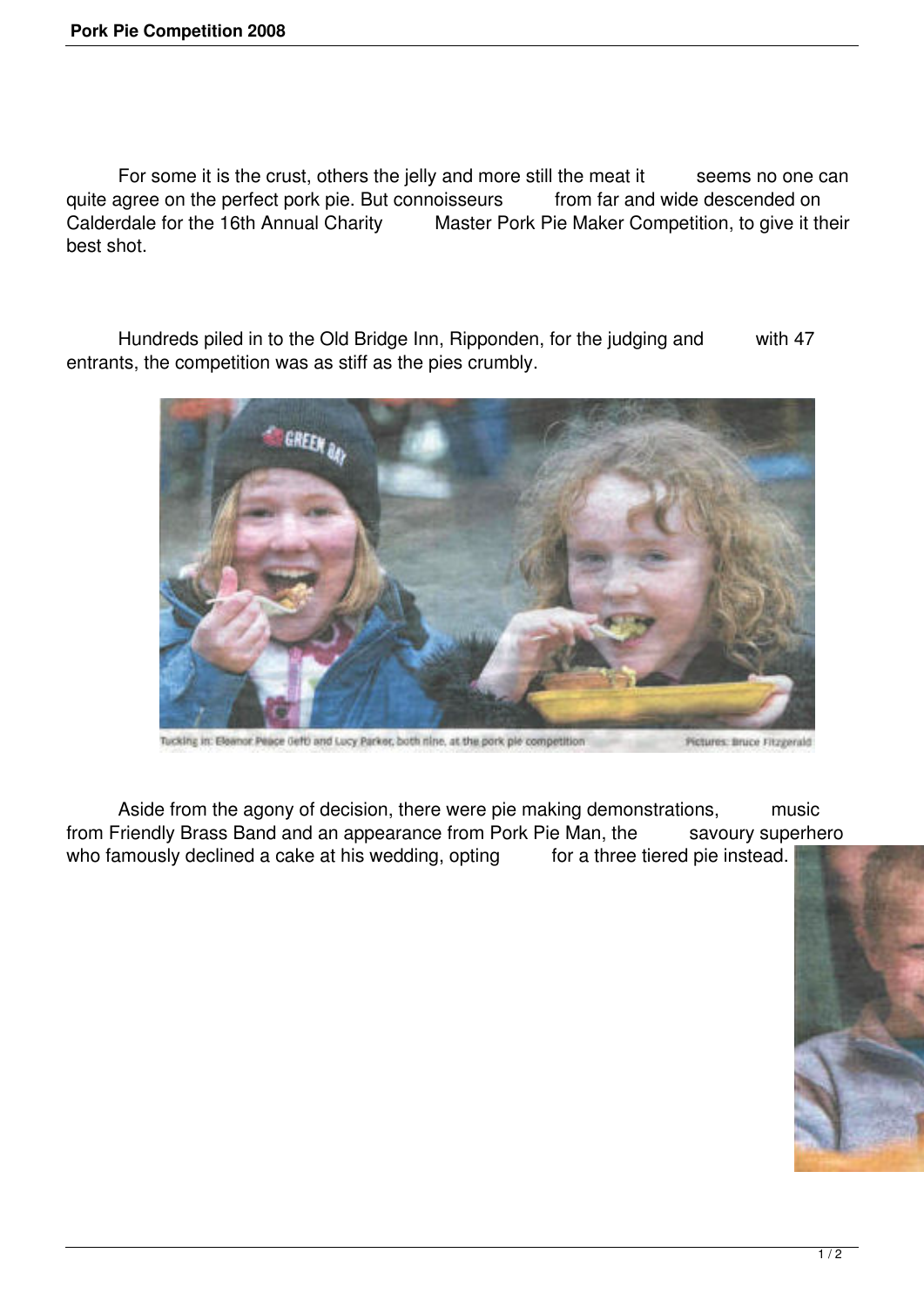For some it is the crust, others the jelly and more still the meat it seems no one can quite agree on the perfect pork pie. But connoisseurs from far and wide descended on Calderdale for the 16th Annual Charity Master Pork Pie Maker Competition, to give it their best shot.

Hundreds piled in to the Old Bridge Inn, Ripponden, for the judging and with 47 entrants, the competition was as stiff as the pies crumbly.

Tucking in: Eleanor Peace (left) and Lucy Parker, both nine, at the pork pie competition Pictures: Bruce Fitzgerald

Aside from the agony of decision, there were pie making demonstrations, music from Friendly Brass Band and an appearance from Pork Pie Man, the savoury superhero who famously declined a cake at his wedding, opting for a three tiered pie instead.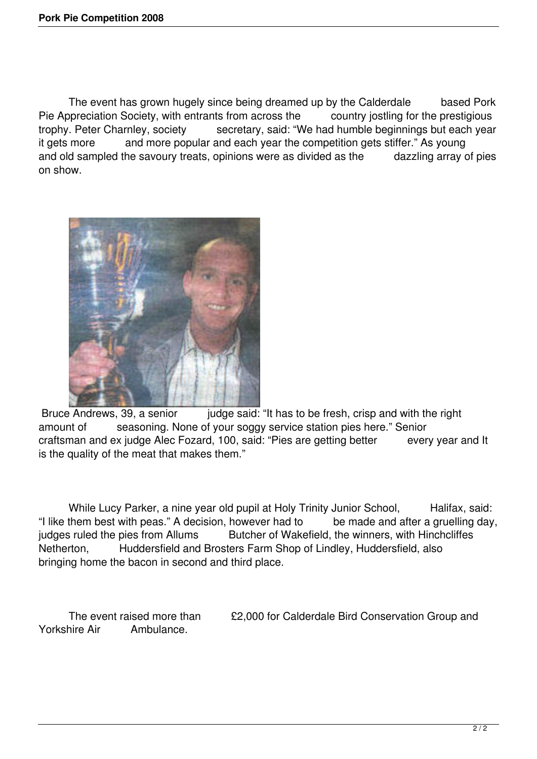The event has grown hugely since being dreamed up by the Calderdale based Pork Pie Appreciation Society, with entrants from across the country jostling for the prestigious trophy. Peter Charnley, society secretary, said: "We had humble beginnings but each year it gets more and more popular and each year the competition gets stiffer." As young and old sampled the savoury treats, opinions were as divided as the dazzling array of pies on show.

Bruce Andrews, 39, a senior judge said: "It has to be fresh, crisp and with the right amount of seasoning. None of your soggy service station pies here." Senior craftsman and ex judge Alec Fozard, 100, said: "Pies are getting better every year and It is the quality of the meat that makes them."

While Lucy Parker, a nine year old pupil at Holy Trinity Junior School, Halifax, said: "I like them best with peas." A decision, however had to be made and after a gruelling day, judges ruled the pies from Allums Butcher of Wakefield, the winners, with Hinchcliffes Netherton, Huddersfield and Brosters Farm Shop of Lindley, Huddersfield, also bringing home the bacon in second and third place.

The event raised more than £2,000 for Calderdale Bird Conservation Group and Yorkshire Air Ambulance.